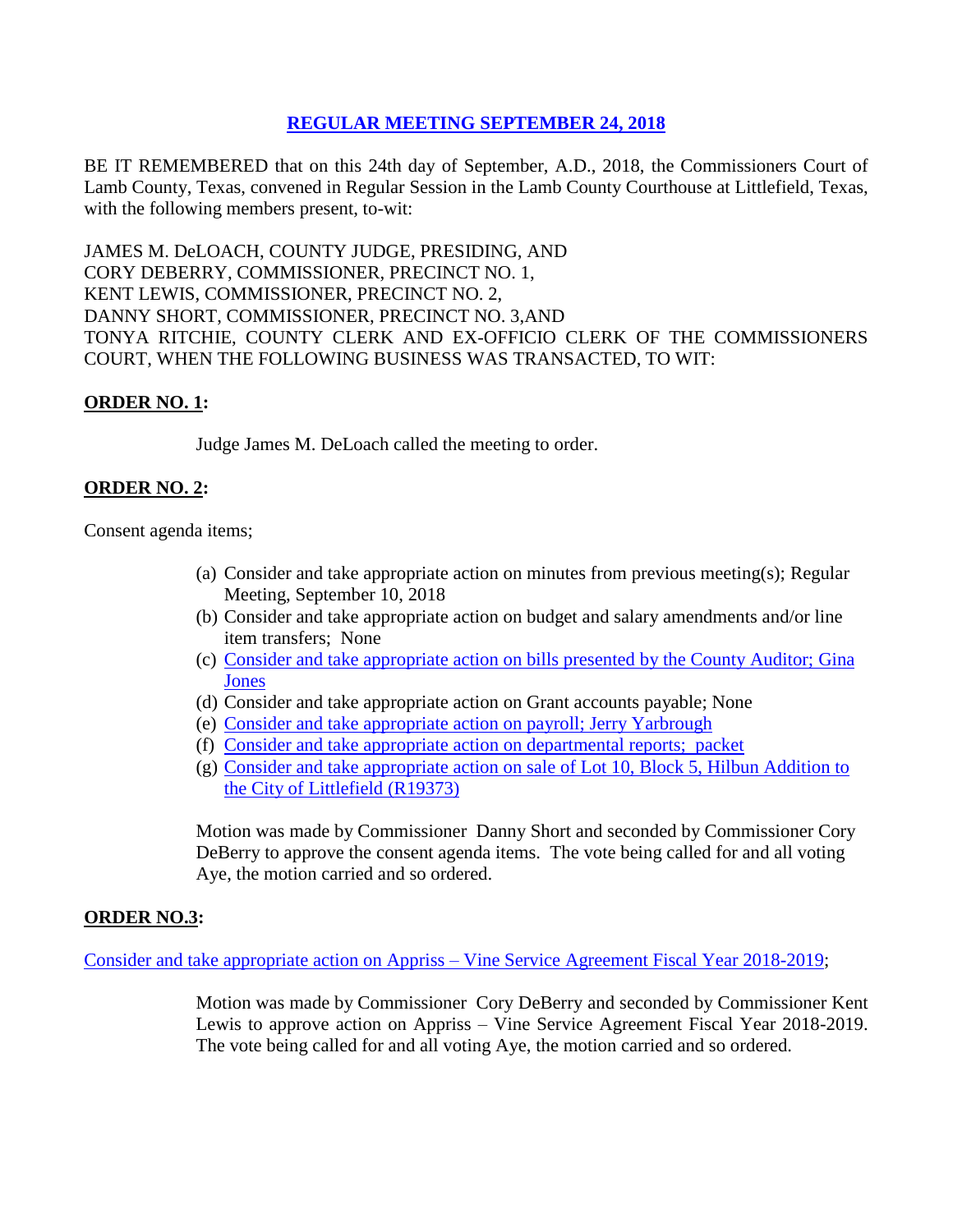# REGULAR MEETING SEPTEMBER 24, 2018

BE IT REMEMBERED that on this 24th day of September, A.D., 2018, the Commissioners Court of Lamb County, Texas, convened in Regular Session in the Lamb County Courthouse at Littlefield, Texas, with the following members present, to-wit:

JAMES M. DeLOACH, COUNTY JUDGE, PRESIDING, AND
CORY DEBERRY, COMMISSIONER, PRECINCT NO. 1,
KENT LEWIS, COMMISSIONER, PRECINCT NO. 2,
DANNY SHORT, COMMISSIONER, PRECINCT NO. 3,AND
TONYA RITCHIE, COUNTY CLERK AND EX-OFFICIO CLERK OF THE COMMISSIONERS COURT, WHEN THE FOLLOWING BUSINESS WAS TRANSACTED, TO WIT:

**ORDER NO. 1:**

Judge James M. DeLoach called the meeting to order.

**ORDER NO. 2:**

Consent agenda items;

(a) Consider and take appropriate action on minutes from previous meeting(s); Regular Meeting, September 10, 2018
(b) Consider and take appropriate action on budget and salary amendments and/or line item transfers; None
(c) Consider and take appropriate action on bills presented by the County Auditor; Gina Jones
(d) Consider and take appropriate action on Grant accounts payable; None
(e) Consider and take appropriate action on payroll; Jerry Yarbrough
(f) Consider and take appropriate action on departmental reports; packet
(g) Consider and take appropriate action on sale of Lot 10, Block 5, Hilbun Addition to the City of Littlefield (R19373)

Motion was made by Commissioner Danny Short and seconded by Commissioner Cory DeBerry to approve the consent agenda items. The vote being called for and all voting Aye, the motion carried and so ordered.

**ORDER NO.3:**

Consider and take appropriate action on Appriss – Vine Service Agreement Fiscal Year 2018-2019;

Motion was made by Commissioner Cory DeBerry and seconded by Commissioner Kent Lewis to approve action on Appriss – Vine Service Agreement Fiscal Year 2018-2019. The vote being called for and all voting Aye, the motion carried and so ordered.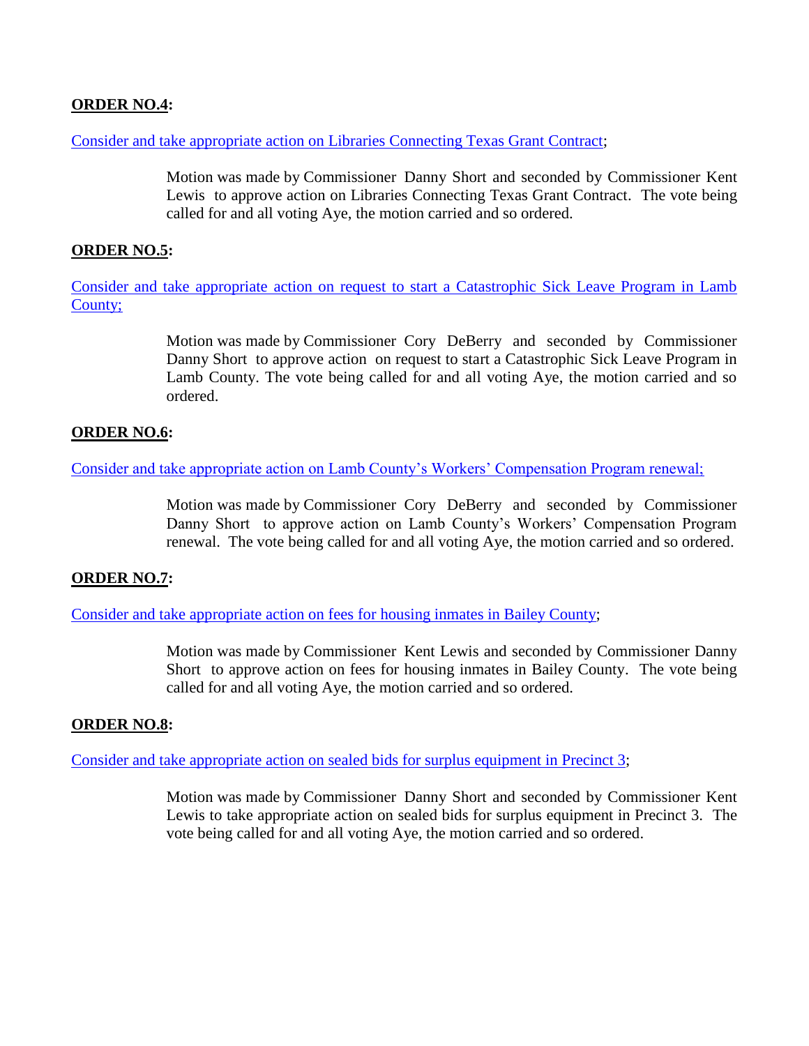**ORDER NO.4:**

Consider and take appropriate action on Libraries Connecting Texas Grant Contract;

> Motion was made by Commissioner Danny Short and seconded by Commissioner Kent Lewis to approve action on Libraries Connecting Texas Grant Contract. The vote being called for and all voting Aye, the motion carried and so ordered.

**ORDER NO.5:**

Consider and take appropriate action on request to start a Catastrophic Sick Leave Program in Lamb County;

> Motion was made by Commissioner Cory DeBerry and seconded by Commissioner Danny Short to approve action on request to start a Catastrophic Sick Leave Program in Lamb County. The vote being called for and all voting Aye, the motion carried and so ordered.

**ORDER NO.6:**

Consider and take appropriate action on Lamb County's Workers' Compensation Program renewal;

> Motion was made by Commissioner Cory DeBerry and seconded by Commissioner Danny Short to approve action on Lamb County's Workers' Compensation Program renewal. The vote being called for and all voting Aye, the motion carried and so ordered.

**ORDER NO.7:**

Consider and take appropriate action on fees for housing inmates in Bailey County;

> Motion was made by Commissioner Kent Lewis and seconded by Commissioner Danny Short to approve action on fees for housing inmates in Bailey County. The vote being called for and all voting Aye, the motion carried and so ordered.

**ORDER NO.8:**

Consider and take appropriate action on sealed bids for surplus equipment in Precinct 3;

> Motion was made by Commissioner Danny Short and seconded by Commissioner Kent Lewis to take appropriate action on sealed bids for surplus equipment in Precinct 3. The vote being called for and all voting Aye, the motion carried and so ordered.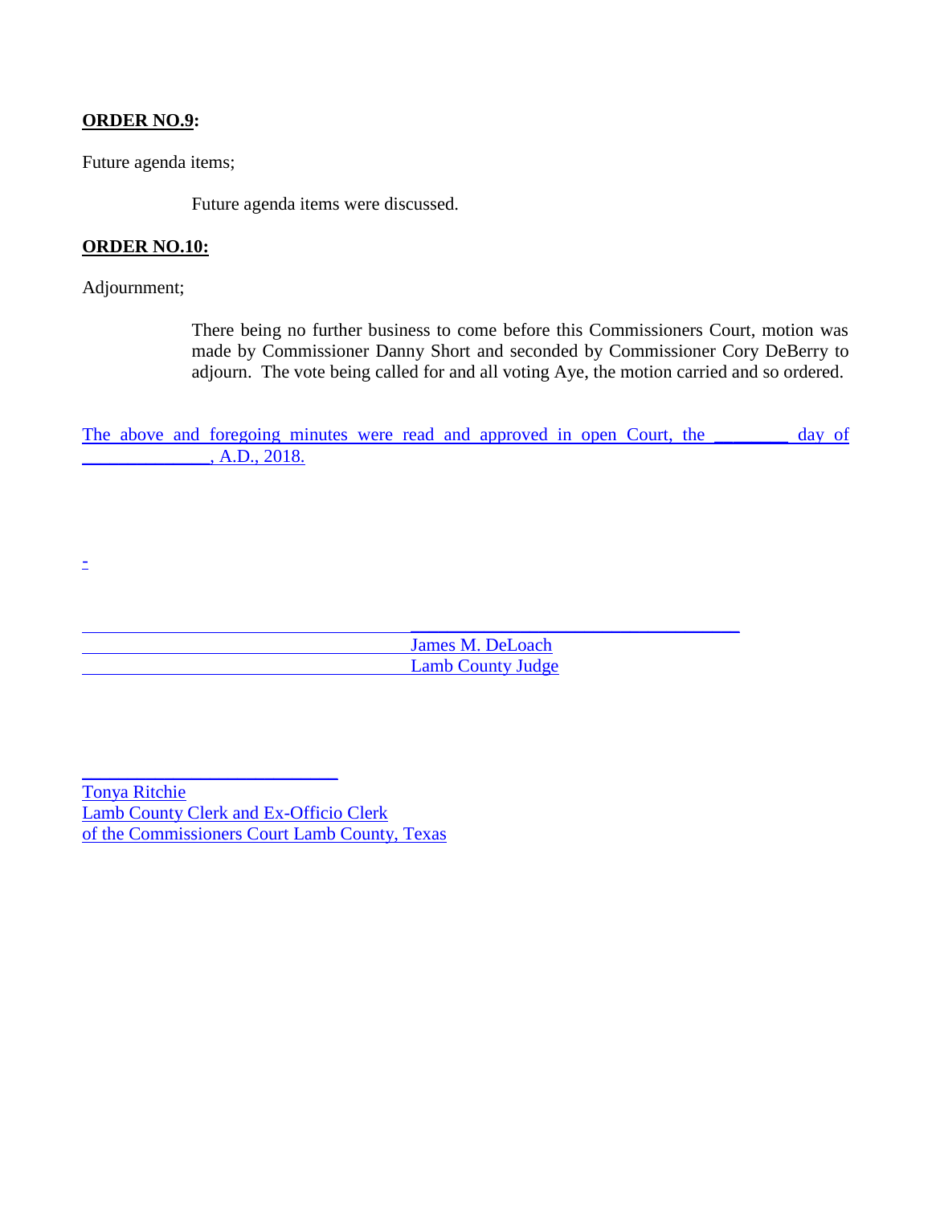**ORDER NO.9:**

Future agenda items;

Future agenda items were discussed.

**ORDER NO.10:**

Adjournment;

There being no further business to come before this Commissioners Court, motion was made by Commissioner Danny Short and seconded by Commissioner Cory DeBerry to adjourn. The vote being called for and all voting Aye, the motion carried and so ordered.

The above and foregoing minutes were read and approved in open Court, the ________ day of ______________, A.D., 2018.

-

_________________________________

James M. DeLoach
Lamb County Judge

___________________________

Tonya Ritchie
Lamb County Clerk and Ex-Officio Clerk
of the Commissioners Court Lamb County, Texas